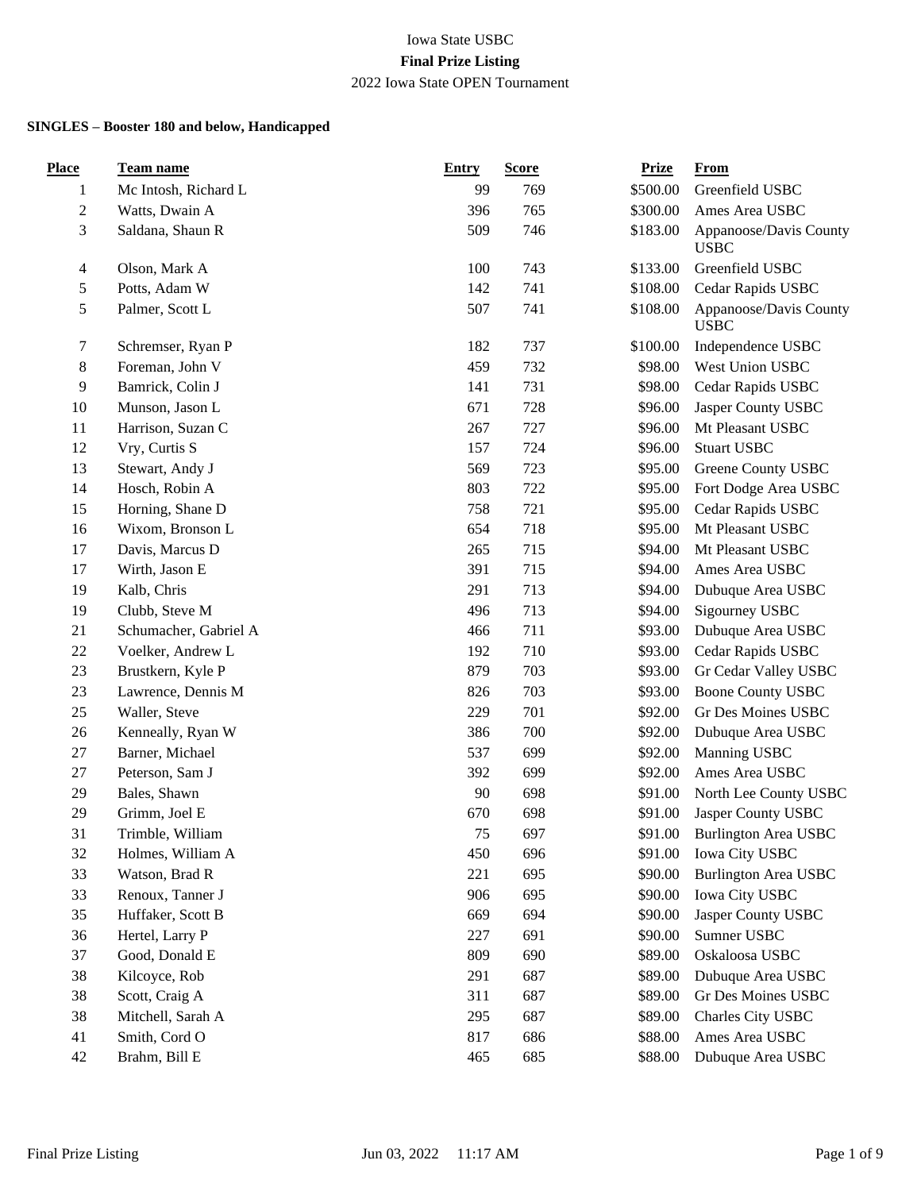Iowa State USBC

**Final Prize Listing**

2022 Iowa State OPEN Tournament

**SINGLES – Booster 180 and below, Handicapped**

| Place | Team name | Entry | Score | Prize | From |
|---|---|---|---|---|---|
| 1 | Mc Intosh, Richard L | 99 | 769 | $500.00 | Greenfield USBC |
| 2 | Watts, Dwain A | 396 | 765 | $300.00 | Ames Area USBC |
| 3 | Saldana, Shaun R | 509 | 746 | $183.00 | Appanoose/Davis County USBC |
| 4 | Olson, Mark A | 100 | 743 | $133.00 | Greenfield USBC |
| 5 | Potts, Adam W | 142 | 741 | $108.00 | Cedar Rapids USBC |
| 5 | Palmer, Scott L | 507 | 741 | $108.00 | Appanoose/Davis County USBC |
| 7 | Schremser, Ryan P | 182 | 737 | $100.00 | Independence USBC |
| 8 | Foreman, John V | 459 | 732 | $98.00 | West Union USBC |
| 9 | Bamrick, Colin J | 141 | 731 | $98.00 | Cedar Rapids USBC |
| 10 | Munson, Jason L | 671 | 728 | $96.00 | Jasper County USBC |
| 11 | Harrison, Suzan C | 267 | 727 | $96.00 | Mt Pleasant USBC |
| 12 | Vry, Curtis S | 157 | 724 | $96.00 | Stuart USBC |
| 13 | Stewart, Andy J | 569 | 723 | $95.00 | Greene County USBC |
| 14 | Hosch, Robin A | 803 | 722 | $95.00 | Fort Dodge Area USBC |
| 15 | Horning, Shane D | 758 | 721 | $95.00 | Cedar Rapids USBC |
| 16 | Wixom, Bronson L | 654 | 718 | $95.00 | Mt Pleasant USBC |
| 17 | Davis, Marcus D | 265 | 715 | $94.00 | Mt Pleasant USBC |
| 17 | Wirth, Jason E | 391 | 715 | $94.00 | Ames Area USBC |
| 19 | Kalb, Chris | 291 | 713 | $94.00 | Dubuque Area USBC |
| 19 | Clubb, Steve M | 496 | 713 | $94.00 | Sigourney USBC |
| 21 | Schumacher, Gabriel A | 466 | 711 | $93.00 | Dubuque Area USBC |
| 22 | Voelker, Andrew L | 192 | 710 | $93.00 | Cedar Rapids USBC |
| 23 | Brustkern, Kyle P | 879 | 703 | $93.00 | Gr Cedar Valley USBC |
| 23 | Lawrence, Dennis M | 826 | 703 | $93.00 | Boone County USBC |
| 25 | Waller, Steve | 229 | 701 | $92.00 | Gr Des Moines USBC |
| 26 | Kenneally, Ryan W | 386 | 700 | $92.00 | Dubuque Area USBC |
| 27 | Barner, Michael | 537 | 699 | $92.00 | Manning USBC |
| 27 | Peterson, Sam J | 392 | 699 | $92.00 | Ames Area USBC |
| 29 | Bales, Shawn | 90 | 698 | $91.00 | North Lee County USBC |
| 29 | Grimm, Joel E | 670 | 698 | $91.00 | Jasper County USBC |
| 31 | Trimble, William | 75 | 697 | $91.00 | Burlington Area USBC |
| 32 | Holmes, William A | 450 | 696 | $91.00 | Iowa City USBC |
| 33 | Watson, Brad R | 221 | 695 | $90.00 | Burlington Area USBC |
| 33 | Renoux, Tanner J | 906 | 695 | $90.00 | Iowa City USBC |
| 35 | Huffaker, Scott B | 669 | 694 | $90.00 | Jasper County USBC |
| 36 | Hertel, Larry P | 227 | 691 | $90.00 | Sumner USBC |
| 37 | Good, Donald E | 809 | 690 | $89.00 | Oskaloosa USBC |
| 38 | Kilcoyce, Rob | 291 | 687 | $89.00 | Dubuque Area USBC |
| 38 | Scott, Craig A | 311 | 687 | $89.00 | Gr Des Moines USBC |
| 38 | Mitchell, Sarah A | 295 | 687 | $89.00 | Charles City USBC |
| 41 | Smith, Cord O | 817 | 686 | $88.00 | Ames Area USBC |
| 42 | Brahm, Bill E | 465 | 685 | $88.00 | Dubuque Area USBC |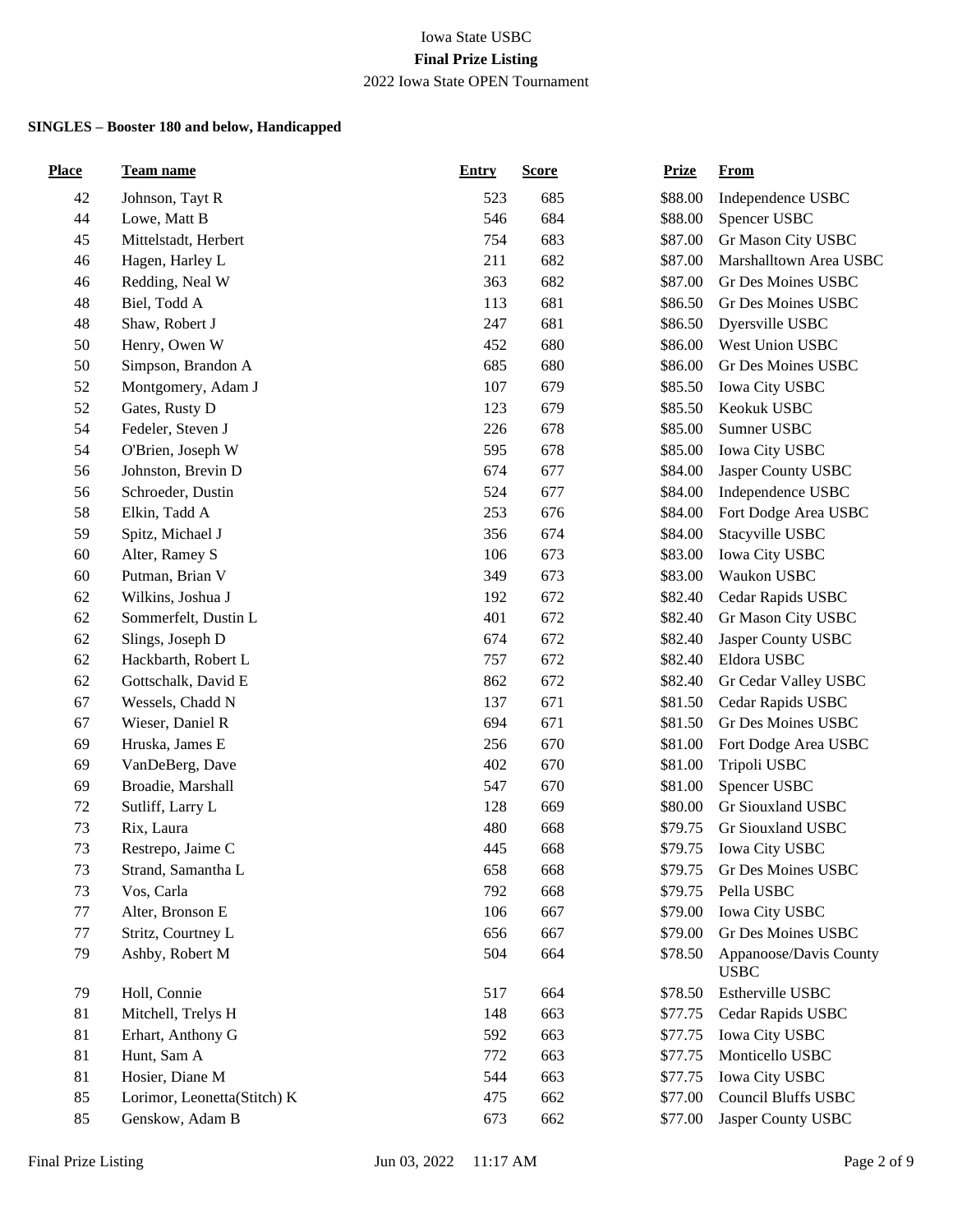Iowa State USBC

**Final Prize Listing**

2022 Iowa State OPEN Tournament

**SINGLES – Booster 180 and below, Handicapped**

| Place | Team name | Entry | Score | Prize | From |
|---|---|---|---|---|---|
| 42 | Johnson, Tayt R | 523 | 685 | $88.00 | Independence USBC |
| 44 | Lowe, Matt B | 546 | 684 | $88.00 | Spencer USBC |
| 45 | Mittelstadt, Herbert | 754 | 683 | $87.00 | Gr Mason City USBC |
| 46 | Hagen, Harley L | 211 | 682 | $87.00 | Marshalltown Area USBC |
| 46 | Redding, Neal W | 363 | 682 | $87.00 | Gr Des Moines USBC |
| 48 | Biel, Todd A | 113 | 681 | $86.50 | Gr Des Moines USBC |
| 48 | Shaw, Robert J | 247 | 681 | $86.50 | Dyersville USBC |
| 50 | Henry, Owen W | 452 | 680 | $86.00 | West Union USBC |
| 50 | Simpson, Brandon A | 685 | 680 | $86.00 | Gr Des Moines USBC |
| 52 | Montgomery, Adam J | 107 | 679 | $85.50 | Iowa City USBC |
| 52 | Gates, Rusty D | 123 | 679 | $85.50 | Keokuk USBC |
| 54 | Fedeler, Steven J | 226 | 678 | $85.00 | Sumner USBC |
| 54 | O'Brien, Joseph W | 595 | 678 | $85.00 | Iowa City USBC |
| 56 | Johnston, Brevin D | 674 | 677 | $84.00 | Jasper County USBC |
| 56 | Schroeder, Dustin | 524 | 677 | $84.00 | Independence USBC |
| 58 | Elkin, Tadd A | 253 | 676 | $84.00 | Fort Dodge Area USBC |
| 59 | Spitz, Michael J | 356 | 674 | $84.00 | Stacyville USBC |
| 60 | Alter, Ramey S | 106 | 673 | $83.00 | Iowa City USBC |
| 60 | Putman, Brian V | 349 | 673 | $83.00 | Waukon USBC |
| 62 | Wilkins, Joshua J | 192 | 672 | $82.40 | Cedar Rapids USBC |
| 62 | Sommerfelt, Dustin L | 401 | 672 | $82.40 | Gr Mason City USBC |
| 62 | Slings, Joseph D | 674 | 672 | $82.40 | Jasper County USBC |
| 62 | Hackbarth, Robert L | 757 | 672 | $82.40 | Eldora USBC |
| 62 | Gottschalk, David E | 862 | 672 | $82.40 | Gr Cedar Valley USBC |
| 67 | Wessels, Chadd N | 137 | 671 | $81.50 | Cedar Rapids USBC |
| 67 | Wieser, Daniel R | 694 | 671 | $81.50 | Gr Des Moines USBC |
| 69 | Hruska, James E | 256 | 670 | $81.00 | Fort Dodge Area USBC |
| 69 | VanDeBerg, Dave | 402 | 670 | $81.00 | Tripoli USBC |
| 69 | Broadie, Marshall | 547 | 670 | $81.00 | Spencer USBC |
| 72 | Sutliff, Larry L | 128 | 669 | $80.00 | Gr Siouxland USBC |
| 73 | Rix, Laura | 480 | 668 | $79.75 | Gr Siouxland USBC |
| 73 | Restrepo, Jaime C | 445 | 668 | $79.75 | Iowa City USBC |
| 73 | Strand, Samantha L | 658 | 668 | $79.75 | Gr Des Moines USBC |
| 73 | Vos, Carla | 792 | 668 | $79.75 | Pella USBC |
| 77 | Alter, Bronson E | 106 | 667 | $79.00 | Iowa City USBC |
| 77 | Stritz, Courtney L | 656 | 667 | $79.00 | Gr Des Moines USBC |
| 79 | Ashby, Robert M | 504 | 664 | $78.50 | Appanoose/Davis County USBC |
| 79 | Holl, Connie | 517 | 664 | $78.50 | Estherville USBC |
| 81 | Mitchell, Trelys H | 148 | 663 | $77.75 | Cedar Rapids USBC |
| 81 | Erhart, Anthony G | 592 | 663 | $77.75 | Iowa City USBC |
| 81 | Hunt, Sam A | 772 | 663 | $77.75 | Monticello USBC |
| 81 | Hosier, Diane M | 544 | 663 | $77.75 | Iowa City USBC |
| 85 | Lorimor, Leonetta(Stitch) K | 475 | 662 | $77.00 | Council Bluffs USBC |
| 85 | Genskow, Adam B | 673 | 662 | $77.00 | Jasper County USBC |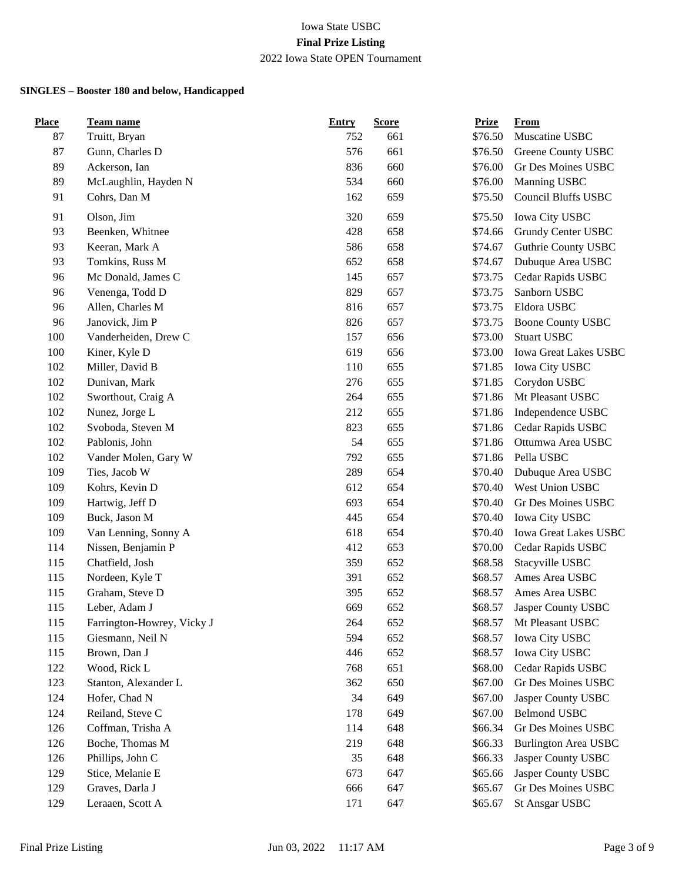Iowa State USBC

**Final Prize Listing**

2022 Iowa State OPEN Tournament

**SINGLES – Booster 180 and below, Handicapped**

| Place | Team name | Entry | Score | Prize | From |
|---|---|---|---|---|---|
| 87 | Truitt, Bryan | 752 | 661 | $76.50 | Muscatine USBC |
| 87 | Gunn, Charles D | 576 | 661 | $76.50 | Greene County USBC |
| 89 | Ackerson, Ian | 836 | 660 | $76.00 | Gr Des Moines USBC |
| 89 | McLaughlin, Hayden N | 534 | 660 | $76.00 | Manning USBC |
| 91 | Cohrs, Dan M | 162 | 659 | $75.50 | Council Bluffs USBC |
| 91 | Olson, Jim | 320 | 659 | $75.50 | Iowa City USBC |
| 93 | Beenken, Whitnee | 428 | 658 | $74.66 | Grundy Center USBC |
| 93 | Keeran, Mark A | 586 | 658 | $74.67 | Guthrie County USBC |
| 93 | Tomkins, Russ M | 652 | 658 | $74.67 | Dubuque Area USBC |
| 96 | Mc Donald, James C | 145 | 657 | $73.75 | Cedar Rapids USBC |
| 96 | Venenga, Todd D | 829 | 657 | $73.75 | Sanborn USBC |
| 96 | Allen, Charles M | 816 | 657 | $73.75 | Eldora USBC |
| 96 | Janovick, Jim P | 826 | 657 | $73.75 | Boone County USBC |
| 100 | Vanderheiden, Drew C | 157 | 656 | $73.00 | Stuart USBC |
| 100 | Kiner, Kyle D | 619 | 656 | $73.00 | Iowa Great Lakes USBC |
| 102 | Miller, David B | 110 | 655 | $71.85 | Iowa City USBC |
| 102 | Dunivan, Mark | 276 | 655 | $71.85 | Corydon USBC |
| 102 | Sworthout, Craig A | 264 | 655 | $71.86 | Mt Pleasant USBC |
| 102 | Nunez, Jorge L | 212 | 655 | $71.86 | Independence USBC |
| 102 | Svoboda, Steven M | 823 | 655 | $71.86 | Cedar Rapids USBC |
| 102 | Pablonis, John | 54 | 655 | $71.86 | Ottumwa Area USBC |
| 102 | Vander Molen, Gary W | 792 | 655 | $71.86 | Pella USBC |
| 109 | Ties, Jacob W | 289 | 654 | $70.40 | Dubuque Area USBC |
| 109 | Kohrs, Kevin D | 612 | 654 | $70.40 | West Union USBC |
| 109 | Hartwig, Jeff D | 693 | 654 | $70.40 | Gr Des Moines USBC |
| 109 | Buck, Jason M | 445 | 654 | $70.40 | Iowa City USBC |
| 109 | Van Lenning, Sonny A | 618 | 654 | $70.40 | Iowa Great Lakes USBC |
| 114 | Nissen, Benjamin P | 412 | 653 | $70.00 | Cedar Rapids USBC |
| 115 | Chatfield, Josh | 359 | 652 | $68.58 | Stacyville USBC |
| 115 | Nordeen, Kyle T | 391 | 652 | $68.57 | Ames Area USBC |
| 115 | Graham, Steve D | 395 | 652 | $68.57 | Ames Area USBC |
| 115 | Leber, Adam J | 669 | 652 | $68.57 | Jasper County USBC |
| 115 | Farrington-Howrey, Vicky J | 264 | 652 | $68.57 | Mt Pleasant USBC |
| 115 | Giesmann, Neil N | 594 | 652 | $68.57 | Iowa City USBC |
| 115 | Brown, Dan J | 446 | 652 | $68.57 | Iowa City USBC |
| 122 | Wood, Rick L | 768 | 651 | $68.00 | Cedar Rapids USBC |
| 123 | Stanton, Alexander L | 362 | 650 | $67.00 | Gr Des Moines USBC |
| 124 | Hofer, Chad N | 34 | 649 | $67.00 | Jasper County USBC |
| 124 | Reiland, Steve C | 178 | 649 | $67.00 | Belmond USBC |
| 126 | Coffman, Trisha A | 114 | 648 | $66.34 | Gr Des Moines USBC |
| 126 | Boche, Thomas M | 219 | 648 | $66.33 | Burlington Area USBC |
| 126 | Phillips, John C | 35 | 648 | $66.33 | Jasper County USBC |
| 129 | Stice, Melanie E | 673 | 647 | $65.66 | Jasper County USBC |
| 129 | Graves, Darla J | 666 | 647 | $65.67 | Gr Des Moines USBC |
| 129 | Leraaen, Scott A | 171 | 647 | $65.67 | St Ansgar USBC |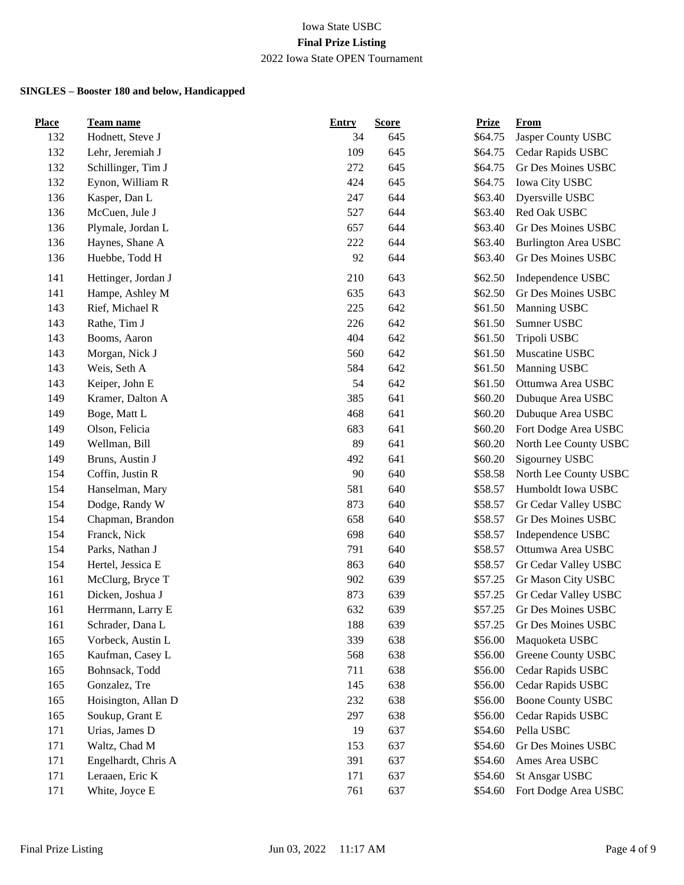Iowa State USBC

**Final Prize Listing**

2022 Iowa State OPEN Tournament

**SINGLES – Booster 180 and below, Handicapped**

| Place | Team name | Entry | Score | Prize | From |
|---|---|---|---|---|---|
| 132 | Hodnett, Steve J | 34 | 645 | $64.75 | Jasper County USBC |
| 132 | Lehr, Jeremiah J | 109 | 645 | $64.75 | Cedar Rapids USBC |
| 132 | Schillinger, Tim J | 272 | 645 | $64.75 | Gr Des Moines USBC |
| 132 | Eynon, William R | 424 | 645 | $64.75 | Iowa City USBC |
| 136 | Kasper, Dan L | 247 | 644 | $63.40 | Dyersville USBC |
| 136 | McCuen, Jule J | 527 | 644 | $63.40 | Red Oak USBC |
| 136 | Plymale, Jordan L | 657 | 644 | $63.40 | Gr Des Moines USBC |
| 136 | Haynes, Shane A | 222 | 644 | $63.40 | Burlington Area USBC |
| 136 | Huebbe, Todd H | 92 | 644 | $63.40 | Gr Des Moines USBC |
| 141 | Hettinger, Jordan J | 210 | 643 | $62.50 | Independence USBC |
| 141 | Hampe, Ashley M | 635 | 643 | $62.50 | Gr Des Moines USBC |
| 143 | Rief, Michael R | 225 | 642 | $61.50 | Manning USBC |
| 143 | Rathe, Tim J | 226 | 642 | $61.50 | Sumner USBC |
| 143 | Booms, Aaron | 404 | 642 | $61.50 | Tripoli USBC |
| 143 | Morgan, Nick J | 560 | 642 | $61.50 | Muscatine USBC |
| 143 | Weis, Seth A | 584 | 642 | $61.50 | Manning USBC |
| 143 | Keiper, John E | 54 | 642 | $61.50 | Ottumwa Area USBC |
| 149 | Kramer, Dalton A | 385 | 641 | $60.20 | Dubuque Area USBC |
| 149 | Boge, Matt L | 468 | 641 | $60.20 | Dubuque Area USBC |
| 149 | Olson, Felicia | 683 | 641 | $60.20 | Fort Dodge Area USBC |
| 149 | Wellman, Bill | 89 | 641 | $60.20 | North Lee County USBC |
| 149 | Bruns, Austin J | 492 | 641 | $60.20 | Sigourney USBC |
| 154 | Coffin, Justin R | 90 | 640 | $58.58 | North Lee County USBC |
| 154 | Hanselman, Mary | 581 | 640 | $58.57 | Humboldt Iowa USBC |
| 154 | Dodge, Randy W | 873 | 640 | $58.57 | Gr Cedar Valley USBC |
| 154 | Chapman, Brandon | 658 | 640 | $58.57 | Gr Des Moines USBC |
| 154 | Franck, Nick | 698 | 640 | $58.57 | Independence USBC |
| 154 | Parks, Nathan J | 791 | 640 | $58.57 | Ottumwa Area USBC |
| 154 | Hertel, Jessica E | 863 | 640 | $58.57 | Gr Cedar Valley USBC |
| 161 | McClurg, Bryce T | 902 | 639 | $57.25 | Gr Mason City USBC |
| 161 | Dicken, Joshua J | 873 | 639 | $57.25 | Gr Cedar Valley USBC |
| 161 | Herrmann, Larry E | 632 | 639 | $57.25 | Gr Des Moines USBC |
| 161 | Schrader, Dana L | 188 | 639 | $57.25 | Gr Des Moines USBC |
| 165 | Vorbeck, Austin L | 339 | 638 | $56.00 | Maquoketa USBC |
| 165 | Kaufman, Casey L | 568 | 638 | $56.00 | Greene County USBC |
| 165 | Bohnsack, Todd | 711 | 638 | $56.00 | Cedar Rapids USBC |
| 165 | Gonzalez, Tre | 145 | 638 | $56.00 | Cedar Rapids USBC |
| 165 | Hoisington, Allan D | 232 | 638 | $56.00 | Boone County USBC |
| 165 | Soukup, Grant E | 297 | 638 | $56.00 | Cedar Rapids USBC |
| 171 | Urias, James D | 19 | 637 | $54.60 | Pella USBC |
| 171 | Waltz, Chad M | 153 | 637 | $54.60 | Gr Des Moines USBC |
| 171 | Engelhardt, Chris A | 391 | 637 | $54.60 | Ames Area USBC |
| 171 | Leraaen, Eric K | 171 | 637 | $54.60 | St Ansgar USBC |
| 171 | White, Joyce E | 761 | 637 | $54.60 | Fort Dodge Area USBC |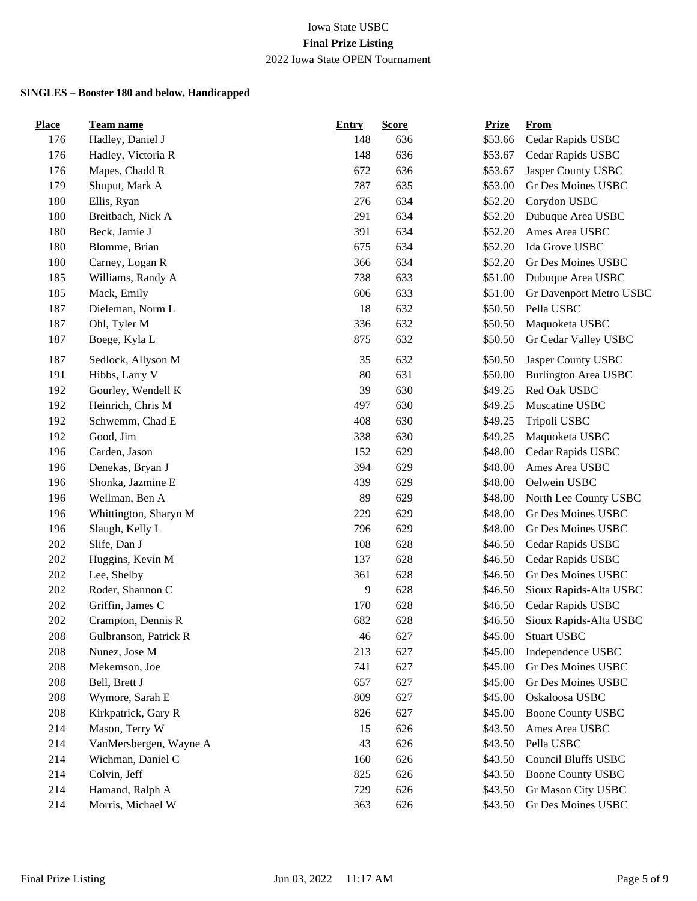Iowa State USBC

**Final Prize Listing**

2022 Iowa State OPEN Tournament

**SINGLES – Booster 180 and below, Handicapped**

| Place | Team name | Entry | Score | Prize | From |
|---|---|---|---|---|---|
| 176 | Hadley, Daniel J | 148 | 636 | $53.66 | Cedar Rapids USBC |
| 176 | Hadley, Victoria R | 148 | 636 | $53.67 | Cedar Rapids USBC |
| 176 | Mapes, Chadd R | 672 | 636 | $53.67 | Jasper County USBC |
| 179 | Shuput, Mark A | 787 | 635 | $53.00 | Gr Des Moines USBC |
| 180 | Ellis, Ryan | 276 | 634 | $52.20 | Corydon USBC |
| 180 | Breitbach, Nick A | 291 | 634 | $52.20 | Dubuque Area USBC |
| 180 | Beck, Jamie J | 391 | 634 | $52.20 | Ames Area USBC |
| 180 | Blomme, Brian | 675 | 634 | $52.20 | Ida Grove USBC |
| 180 | Carney, Logan R | 366 | 634 | $52.20 | Gr Des Moines USBC |
| 185 | Williams, Randy A | 738 | 633 | $51.00 | Dubuque Area USBC |
| 185 | Mack, Emily | 606 | 633 | $51.00 | Gr Davenport Metro USBC |
| 187 | Dieleman, Norm L | 18 | 632 | $50.50 | Pella USBC |
| 187 | Ohl, Tyler M | 336 | 632 | $50.50 | Maquoketa USBC |
| 187 | Boege, Kyla L | 875 | 632 | $50.50 | Gr Cedar Valley USBC |
| 187 | Sedlock, Allyson M | 35 | 632 | $50.50 | Jasper County USBC |
| 191 | Hibbs, Larry V | 80 | 631 | $50.00 | Burlington Area USBC |
| 192 | Gourley, Wendell K | 39 | 630 | $49.25 | Red Oak USBC |
| 192 | Heinrich, Chris M | 497 | 630 | $49.25 | Muscatine USBC |
| 192 | Schwemm, Chad E | 408 | 630 | $49.25 | Tripoli USBC |
| 192 | Good, Jim | 338 | 630 | $49.25 | Maquoketa USBC |
| 196 | Carden, Jason | 152 | 629 | $48.00 | Cedar Rapids USBC |
| 196 | Denekas, Bryan J | 394 | 629 | $48.00 | Ames Area USBC |
| 196 | Shonka, Jazmine E | 439 | 629 | $48.00 | Oelwein USBC |
| 196 | Wellman, Ben A | 89 | 629 | $48.00 | North Lee County USBC |
| 196 | Whittington, Sharyn M | 229 | 629 | $48.00 | Gr Des Moines USBC |
| 196 | Slaugh, Kelly L | 796 | 629 | $48.00 | Gr Des Moines USBC |
| 202 | Slife, Dan J | 108 | 628 | $46.50 | Cedar Rapids USBC |
| 202 | Huggins, Kevin M | 137 | 628 | $46.50 | Cedar Rapids USBC |
| 202 | Lee, Shelby | 361 | 628 | $46.50 | Gr Des Moines USBC |
| 202 | Roder, Shannon C | 9 | 628 | $46.50 | Sioux Rapids-Alta USBC |
| 202 | Griffin, James C | 170 | 628 | $46.50 | Cedar Rapids USBC |
| 202 | Crampton, Dennis R | 682 | 628 | $46.50 | Sioux Rapids-Alta USBC |
| 208 | Gulbranson, Patrick R | 46 | 627 | $45.00 | Stuart USBC |
| 208 | Nunez, Jose M | 213 | 627 | $45.00 | Independence USBC |
| 208 | Mekemson, Joe | 741 | 627 | $45.00 | Gr Des Moines USBC |
| 208 | Bell, Brett J | 657 | 627 | $45.00 | Gr Des Moines USBC |
| 208 | Wymore, Sarah E | 809 | 627 | $45.00 | Oskaloosa USBC |
| 208 | Kirkpatrick, Gary R | 826 | 627 | $45.00 | Boone County USBC |
| 214 | Mason, Terry W | 15 | 626 | $43.50 | Ames Area USBC |
| 214 | VanMersbergen, Wayne A | 43 | 626 | $43.50 | Pella USBC |
| 214 | Wichman, Daniel C | 160 | 626 | $43.50 | Council Bluffs USBC |
| 214 | Colvin, Jeff | 825 | 626 | $43.50 | Boone County USBC |
| 214 | Hamand, Ralph A | 729 | 626 | $43.50 | Gr Mason City USBC |
| 214 | Morris, Michael W | 363 | 626 | $43.50 | Gr Des Moines USBC |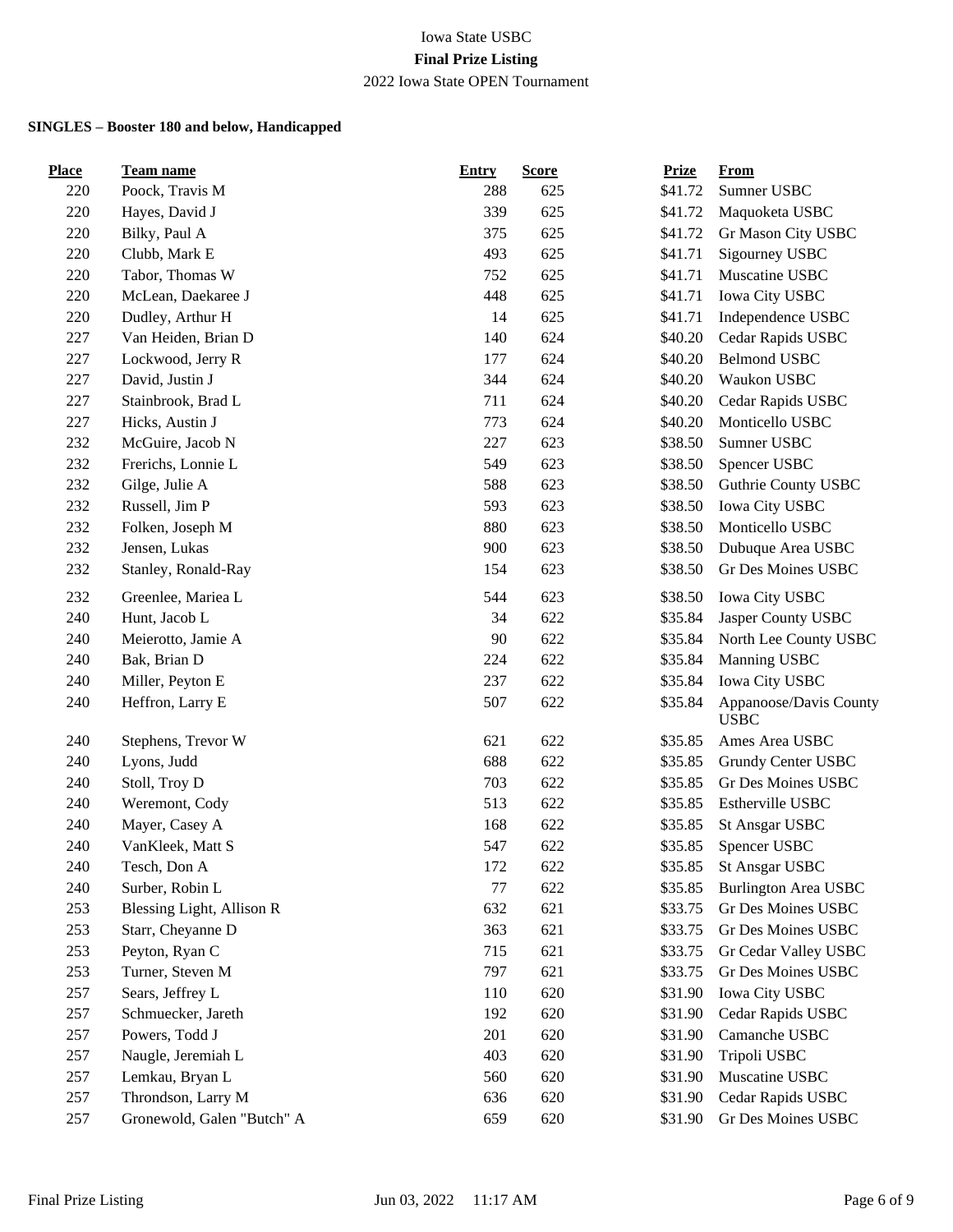Iowa State USBC

**Final Prize Listing**

2022 Iowa State OPEN Tournament

**SINGLES – Booster 180 and below, Handicapped**

| Place | Team name | Entry | Score | Prize | From |
|---|---|---|---|---|---|
| 220 | Poock, Travis M | 288 | 625 | $41.72 | Sumner USBC |
| 220 | Hayes, David J | 339 | 625 | $41.72 | Maquoketa USBC |
| 220 | Bilky, Paul A | 375 | 625 | $41.72 | Gr Mason City USBC |
| 220 | Clubb, Mark E | 493 | 625 | $41.71 | Sigourney USBC |
| 220 | Tabor, Thomas W | 752 | 625 | $41.71 | Muscatine USBC |
| 220 | McLean, Daekaree J | 448 | 625 | $41.71 | Iowa City USBC |
| 220 | Dudley, Arthur H | 14 | 625 | $41.71 | Independence USBC |
| 227 | Van Heiden, Brian D | 140 | 624 | $40.20 | Cedar Rapids USBC |
| 227 | Lockwood, Jerry R | 177 | 624 | $40.20 | Belmond USBC |
| 227 | David, Justin J | 344 | 624 | $40.20 | Waukon USBC |
| 227 | Stainbrook, Brad L | 711 | 624 | $40.20 | Cedar Rapids USBC |
| 227 | Hicks, Austin J | 773 | 624 | $40.20 | Monticello USBC |
| 232 | McGuire, Jacob N | 227 | 623 | $38.50 | Sumner USBC |
| 232 | Frerichs, Lonnie L | 549 | 623 | $38.50 | Spencer USBC |
| 232 | Gilge, Julie A | 588 | 623 | $38.50 | Guthrie County USBC |
| 232 | Russell, Jim P | 593 | 623 | $38.50 | Iowa City USBC |
| 232 | Folken, Joseph M | 880 | 623 | $38.50 | Monticello USBC |
| 232 | Jensen, Lukas | 900 | 623 | $38.50 | Dubuque Area USBC |
| 232 | Stanley, Ronald-Ray | 154 | 623 | $38.50 | Gr Des Moines USBC |
| 232 | Greenlee, Mariea L | 544 | 623 | $38.50 | Iowa City USBC |
| 240 | Hunt, Jacob L | 34 | 622 | $35.84 | Jasper County USBC |
| 240 | Meierotto, Jamie A | 90 | 622 | $35.84 | North Lee County USBC |
| 240 | Bak, Brian D | 224 | 622 | $35.84 | Manning USBC |
| 240 | Miller, Peyton E | 237 | 622 | $35.84 | Iowa City USBC |
| 240 | Heffron, Larry E | 507 | 622 | $35.84 | Appanoose/Davis County USBC |
| 240 | Stephens, Trevor W | 621 | 622 | $35.85 | Ames Area USBC |
| 240 | Lyons, Judd | 688 | 622 | $35.85 | Grundy Center USBC |
| 240 | Stoll, Troy D | 703 | 622 | $35.85 | Gr Des Moines USBC |
| 240 | Weremont, Cody | 513 | 622 | $35.85 | Estherville USBC |
| 240 | Mayer, Casey A | 168 | 622 | $35.85 | St Ansgar USBC |
| 240 | VanKleek, Matt S | 547 | 622 | $35.85 | Spencer USBC |
| 240 | Tesch, Don A | 172 | 622 | $35.85 | St Ansgar USBC |
| 240 | Surber, Robin L | 77 | 622 | $35.85 | Burlington Area USBC |
| 253 | Blessing Light, Allison R | 632 | 621 | $33.75 | Gr Des Moines USBC |
| 253 | Starr, Cheyanne D | 363 | 621 | $33.75 | Gr Des Moines USBC |
| 253 | Peyton, Ryan C | 715 | 621 | $33.75 | Gr Cedar Valley USBC |
| 253 | Turner, Steven M | 797 | 621 | $33.75 | Gr Des Moines USBC |
| 257 | Sears, Jeffrey L | 110 | 620 | $31.90 | Iowa City USBC |
| 257 | Schmuecker, Jareth | 192 | 620 | $31.90 | Cedar Rapids USBC |
| 257 | Powers, Todd J | 201 | 620 | $31.90 | Camanche USBC |
| 257 | Naugle, Jeremiah L | 403 | 620 | $31.90 | Tripoli USBC |
| 257 | Lemkau, Bryan L | 560 | 620 | $31.90 | Muscatine USBC |
| 257 | Throndson, Larry M | 636 | 620 | $31.90 | Cedar Rapids USBC |
| 257 | Gronewold, Galen "Butch" A | 659 | 620 | $31.90 | Gr Des Moines USBC |

Final Prize Listing Jun 03, 2022 11:17 AM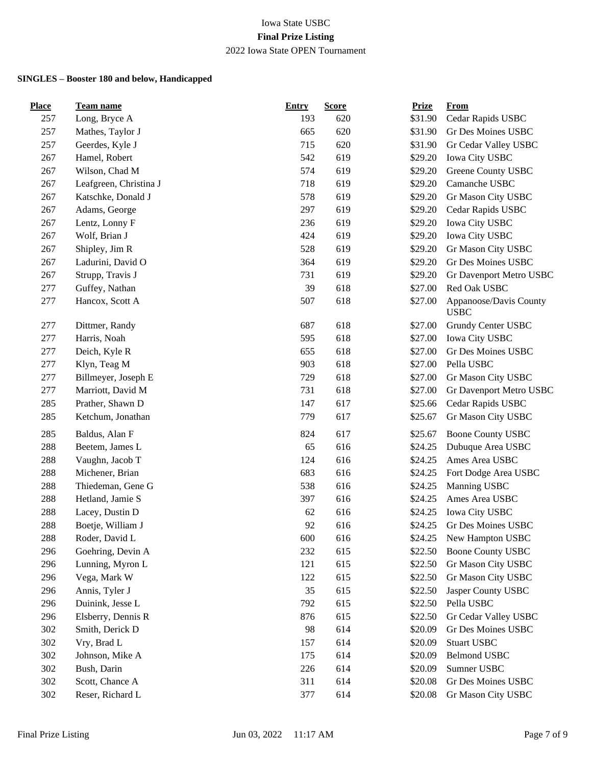Iowa State USBC

**Final Prize Listing**

2022 Iowa State OPEN Tournament

**SINGLES – Booster 180 and below, Handicapped**

| Place | Team name | Entry | Score | Prize | From |
|---|---|---|---|---|---|
| 257 | Long, Bryce A | 193 | 620 | $31.90 | Cedar Rapids USBC |
| 257 | Mathes, Taylor J | 665 | 620 | $31.90 | Gr Des Moines USBC |
| 257 | Geerdes, Kyle J | 715 | 620 | $31.90 | Gr Cedar Valley USBC |
| 267 | Hamel, Robert | 542 | 619 | $29.20 | Iowa City USBC |
| 267 | Wilson, Chad M | 574 | 619 | $29.20 | Greene County USBC |
| 267 | Leafgreen, Christina J | 718 | 619 | $29.20 | Camanche USBC |
| 267 | Katschke, Donald J | 578 | 619 | $29.20 | Gr Mason City USBC |
| 267 | Adams, George | 297 | 619 | $29.20 | Cedar Rapids USBC |
| 267 | Lentz, Lonny F | 236 | 619 | $29.20 | Iowa City USBC |
| 267 | Wolf, Brian J | 424 | 619 | $29.20 | Iowa City USBC |
| 267 | Shipley, Jim R | 528 | 619 | $29.20 | Gr Mason City USBC |
| 267 | Ladurini, David O | 364 | 619 | $29.20 | Gr Des Moines USBC |
| 267 | Strupp, Travis J | 731 | 619 | $29.20 | Gr Davenport Metro USBC |
| 277 | Guffey, Nathan | 39 | 618 | $27.00 | Red Oak USBC |
| 277 | Hancox, Scott A | 507 | 618 | $27.00 | Appanoose/Davis County USBC |
| 277 | Dittmer, Randy | 687 | 618 | $27.00 | Grundy Center USBC |
| 277 | Harris, Noah | 595 | 618 | $27.00 | Iowa City USBC |
| 277 | Deich, Kyle R | 655 | 618 | $27.00 | Gr Des Moines USBC |
| 277 | Klyn, Teag M | 903 | 618 | $27.00 | Pella USBC |
| 277 | Billmeyer, Joseph E | 729 | 618 | $27.00 | Gr Mason City USBC |
| 277 | Marriott, David M | 731 | 618 | $27.00 | Gr Davenport Metro USBC |
| 285 | Prather, Shawn D | 147 | 617 | $25.66 | Cedar Rapids USBC |
| 285 | Ketchum, Jonathan | 779 | 617 | $25.67 | Gr Mason City USBC |
| 285 | Baldus, Alan F | 824 | 617 | $25.67 | Boone County USBC |
| 288 | Beetem, James L | 65 | 616 | $24.25 | Dubuque Area USBC |
| 288 | Vaughn, Jacob T | 124 | 616 | $24.25 | Ames Area USBC |
| 288 | Michener, Brian | 683 | 616 | $24.25 | Fort Dodge Area USBC |
| 288 | Thiedeman, Gene G | 538 | 616 | $24.25 | Manning USBC |
| 288 | Hetland, Jamie S | 397 | 616 | $24.25 | Ames Area USBC |
| 288 | Lacey, Dustin D | 62 | 616 | $24.25 | Iowa City USBC |
| 288 | Boetje, William J | 92 | 616 | $24.25 | Gr Des Moines USBC |
| 288 | Roder, David L | 600 | 616 | $24.25 | New Hampton USBC |
| 296 | Goehring, Devin A | 232 | 615 | $22.50 | Boone County USBC |
| 296 | Lunning, Myron L | 121 | 615 | $22.50 | Gr Mason City USBC |
| 296 | Vega, Mark W | 122 | 615 | $22.50 | Gr Mason City USBC |
| 296 | Annis, Tyler J | 35 | 615 | $22.50 | Jasper County USBC |
| 296 | Duinink, Jesse L | 792 | 615 | $22.50 | Pella USBC |
| 296 | Elsberry, Dennis R | 876 | 615 | $22.50 | Gr Cedar Valley USBC |
| 302 | Smith, Derick D | 98 | 614 | $20.09 | Gr Des Moines USBC |
| 302 | Vry, Brad L | 157 | 614 | $20.09 | Stuart USBC |
| 302 | Johnson, Mike A | 175 | 614 | $20.09 | Belmond USBC |
| 302 | Bush, Darin | 226 | 614 | $20.09 | Sumner USBC |
| 302 | Scott, Chance A | 311 | 614 | $20.08 | Gr Des Moines USBC |
| 302 | Reser, Richard L | 377 | 614 | $20.08 | Gr Mason City USBC |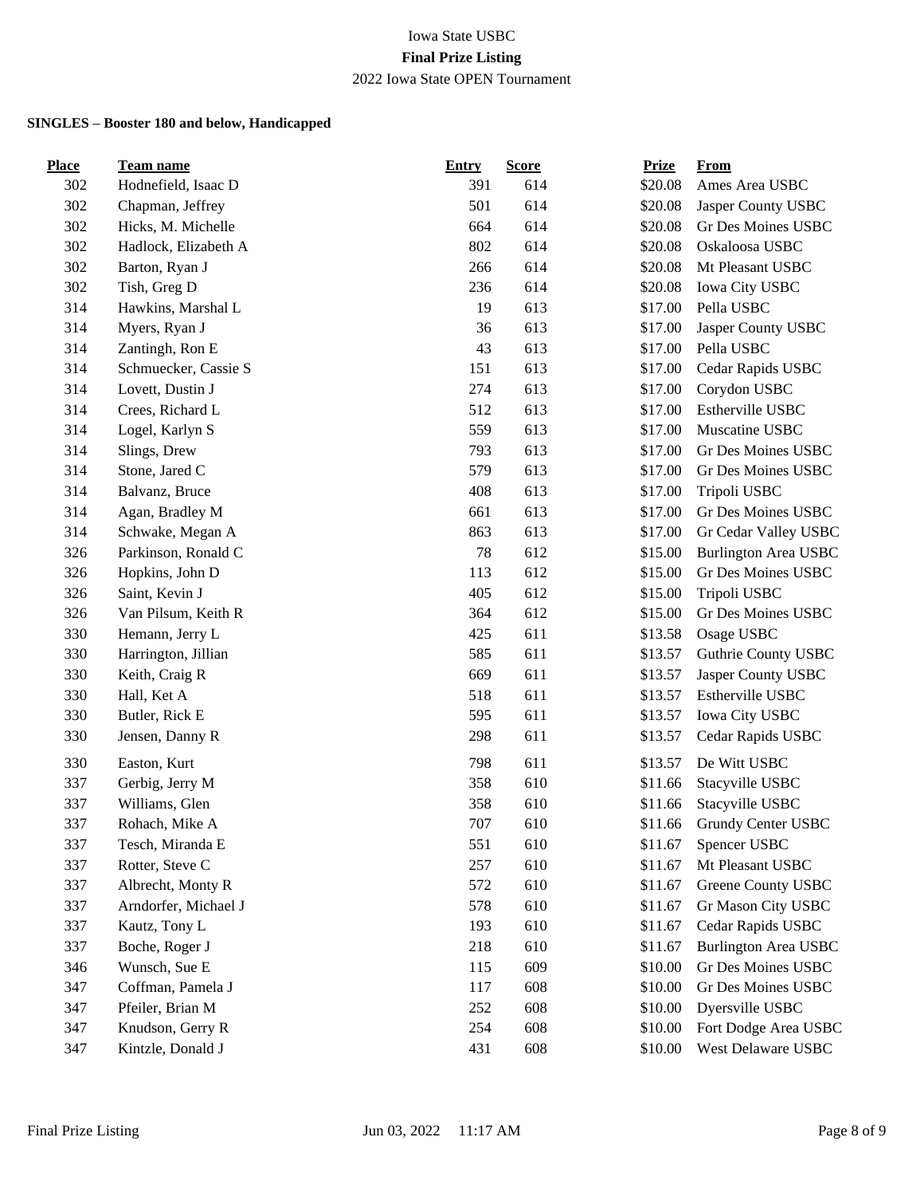Iowa State USBC

**Final Prize Listing**

2022 Iowa State OPEN Tournament

**SINGLES – Booster 180 and below, Handicapped**

| Place | Team name | Entry | Score | Prize | From |
|---|---|---|---|---|---|
| 302 | Hodnefield, Isaac D | 391 | 614 | $20.08 | Ames Area USBC |
| 302 | Chapman, Jeffrey | 501 | 614 | $20.08 | Jasper County USBC |
| 302 | Hicks, M. Michelle | 664 | 614 | $20.08 | Gr Des Moines USBC |
| 302 | Hadlock, Elizabeth A | 802 | 614 | $20.08 | Oskaloosa USBC |
| 302 | Barton, Ryan J | 266 | 614 | $20.08 | Mt Pleasant USBC |
| 302 | Tish, Greg D | 236 | 614 | $20.08 | Iowa City USBC |
| 314 | Hawkins, Marshal L | 19 | 613 | $17.00 | Pella USBC |
| 314 | Myers, Ryan J | 36 | 613 | $17.00 | Jasper County USBC |
| 314 | Zantingh, Ron E | 43 | 613 | $17.00 | Pella USBC |
| 314 | Schmuecker, Cassie S | 151 | 613 | $17.00 | Cedar Rapids USBC |
| 314 | Lovett, Dustin J | 274 | 613 | $17.00 | Corydon USBC |
| 314 | Crees, Richard L | 512 | 613 | $17.00 | Estherville USBC |
| 314 | Logel, Karlyn S | 559 | 613 | $17.00 | Muscatine USBC |
| 314 | Slings, Drew | 793 | 613 | $17.00 | Gr Des Moines USBC |
| 314 | Stone, Jared C | 579 | 613 | $17.00 | Gr Des Moines USBC |
| 314 | Balvanz, Bruce | 408 | 613 | $17.00 | Tripoli USBC |
| 314 | Agan, Bradley M | 661 | 613 | $17.00 | Gr Des Moines USBC |
| 314 | Schwake, Megan A | 863 | 613 | $17.00 | Gr Cedar Valley USBC |
| 326 | Parkinson, Ronald C | 78 | 612 | $15.00 | Burlington Area USBC |
| 326 | Hopkins, John D | 113 | 612 | $15.00 | Gr Des Moines USBC |
| 326 | Saint, Kevin J | 405 | 612 | $15.00 | Tripoli USBC |
| 326 | Van Pilsum, Keith R | 364 | 612 | $15.00 | Gr Des Moines USBC |
| 330 | Hemann, Jerry L | 425 | 611 | $13.58 | Osage USBC |
| 330 | Harrington, Jillian | 585 | 611 | $13.57 | Guthrie County USBC |
| 330 | Keith, Craig R | 669 | 611 | $13.57 | Jasper County USBC |
| 330 | Hall, Ket A | 518 | 611 | $13.57 | Estherville USBC |
| 330 | Butler, Rick E | 595 | 611 | $13.57 | Iowa City USBC |
| 330 | Jensen, Danny R | 298 | 611 | $13.57 | Cedar Rapids USBC |
| 330 | Easton, Kurt | 798 | 611 | $13.57 | De Witt USBC |
| 337 | Gerbig, Jerry M | 358 | 610 | $11.66 | Stacyville USBC |
| 337 | Williams, Glen | 358 | 610 | $11.66 | Stacyville USBC |
| 337 | Rohach, Mike A | 707 | 610 | $11.66 | Grundy Center USBC |
| 337 | Tesch, Miranda E | 551 | 610 | $11.67 | Spencer USBC |
| 337 | Rotter, Steve C | 257 | 610 | $11.67 | Mt Pleasant USBC |
| 337 | Albrecht, Monty R | 572 | 610 | $11.67 | Greene County USBC |
| 337 | Arndorfer, Michael J | 578 | 610 | $11.67 | Gr Mason City USBC |
| 337 | Kautz, Tony L | 193 | 610 | $11.67 | Cedar Rapids USBC |
| 337 | Boche, Roger J | 218 | 610 | $11.67 | Burlington Area USBC |
| 346 | Wunsch, Sue E | 115 | 609 | $10.00 | Gr Des Moines USBC |
| 347 | Coffman, Pamela J | 117 | 608 | $10.00 | Gr Des Moines USBC |
| 347 | Pfeiler, Brian M | 252 | 608 | $10.00 | Dyersville USBC |
| 347 | Knudson, Gerry R | 254 | 608 | $10.00 | Fort Dodge Area USBC |
| 347 | Kintzle, Donald J | 431 | 608 | $10.00 | West Delaware USBC |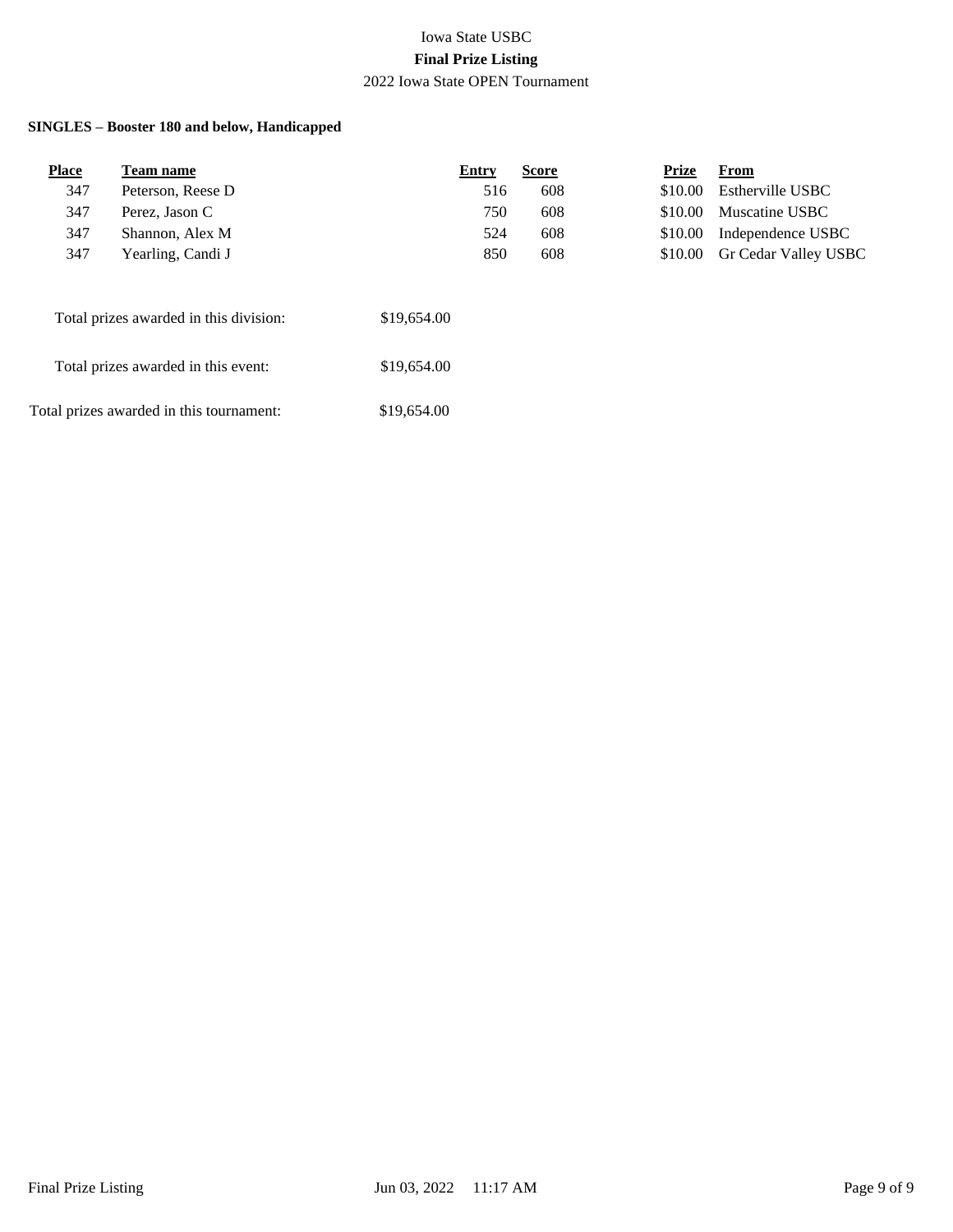Iowa State USBC

**Final Prize Listing**

2022 Iowa State OPEN Tournament

**SINGLES – Booster 180 and below, Handicapped**

| Place | Team name | Entry | Score | Prize | From |
|---|---|---|---|---|---|
| 347 | Peterson, Reese D | 516 | 608 | $10.00 | Estherville USBC |
| 347 | Perez, Jason C | 750 | 608 | $10.00 | Muscatine USBC |
| 347 | Shannon, Alex M | 524 | 608 | $10.00 | Independence USBC |
| 347 | Yearling, Candi J | 850 | 608 | $10.00 | Gr Cedar Valley USBC |

Total prizes awarded in this division: $19,654.00

Total prizes awarded in this event: $19,654.00

Total prizes awarded in this tournament: $19,654.00